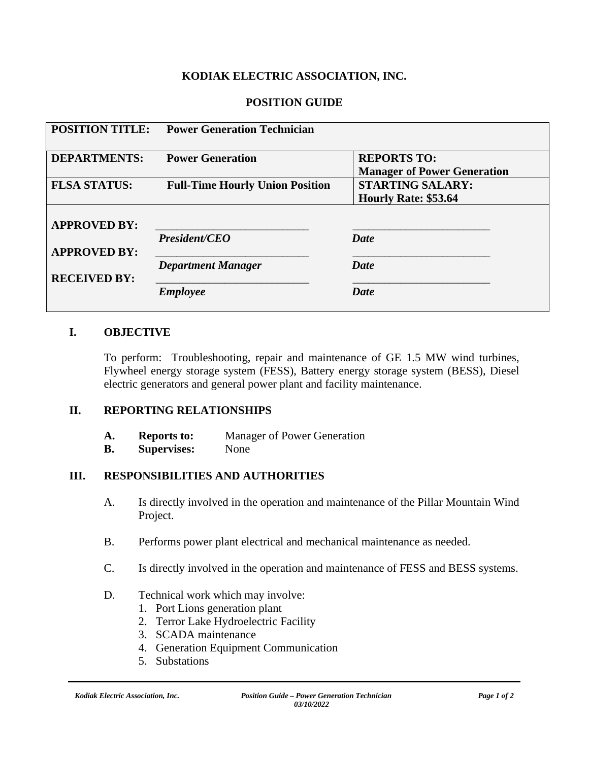**KODIAK ELECTRIC ASSOCIATION, INC.**

**POSITION GUIDE**

| **POSITION TITLE:** | **Power Generation Technician** | |
|---|---|---|
| **DEPARTMENTS:** | **Power Generation** | **REPORTS TO:** **Manager of Power Generation** |
| **FLSA STATUS:** | **Full-Time Hourly Union Position** | **STARTING SALARY:** **Hourly Rate: $53.64** |
| **APPROVED BY:** | ___________________________ *President/CEO* | ________________________ *Date* |
| **APPROVED BY:** | ___________________________ *Department Manager* | ________________________ *Date* |
| **RECEIVED BY:** | ___________________________ *Employee* | ________________________ *Date* |

## I. OBJECTIVE

To perform: Troubleshooting, repair and maintenance of GE 1.5 MW wind turbines, Flywheel energy storage system (FESS), Battery energy storage system (BESS), Diesel electric generators and general power plant and facility maintenance.

## II. REPORTING RELATIONSHIPS

**A. Reports to:** Manager of Power Generation
**B. Supervises:** None

## III. RESPONSIBILITIES AND AUTHORITIES

A. Is directly involved in the operation and maintenance of the Pillar Mountain Wind Project.

B. Performs power plant electrical and mechanical maintenance as needed.

C. Is directly involved in the operation and maintenance of FESS and BESS systems.

D. Technical work which may involve:
   1. Port Lions generation plant
   2. Terror Lake Hydroelectric Facility
   3. SCADA maintenance
   4. Generation Equipment Communication
   5. Substations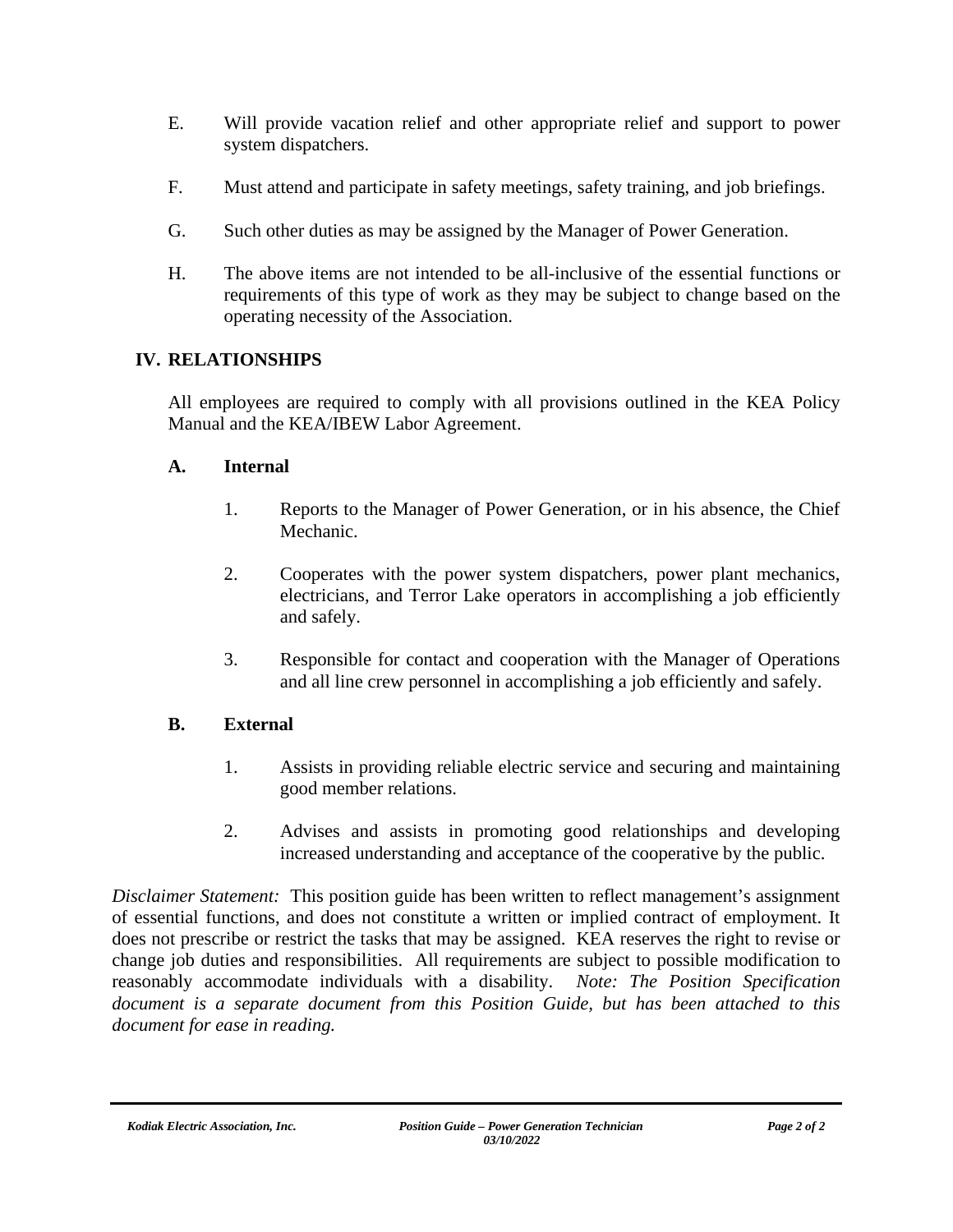E. Will provide vacation relief and other appropriate relief and support to power system dispatchers.

F. Must attend and participate in safety meetings, safety training, and job briefings.

G. Such other duties as may be assigned by the Manager of Power Generation.

H. The above items are not intended to be all-inclusive of the essential functions or requirements of this type of work as they may be subject to change based on the operating necessity of the Association.

## IV. RELATIONSHIPS

All employees are required to comply with all provisions outlined in the KEA Policy Manual and the KEA/IBEW Labor Agreement.

### A. Internal

1. Reports to the Manager of Power Generation, or in his absence, the Chief Mechanic.

2. Cooperates with the power system dispatchers, power plant mechanics, electricians, and Terror Lake operators in accomplishing a job efficiently and safely.

3. Responsible for contact and cooperation with the Manager of Operations and all line crew personnel in accomplishing a job efficiently and safely.

### B. External

1. Assists in providing reliable electric service and securing and maintaining good member relations.

2. Advises and assists in promoting good relationships and developing increased understanding and acceptance of the cooperative by the public.

*Disclaimer Statement:* This position guide has been written to reflect management's assignment of essential functions, and does not constitute a written or implied contract of employment. It does not prescribe or restrict the tasks that may be assigned. KEA reserves the right to revise or change job duties and responsibilities. All requirements are subject to possible modification to reasonably accommodate individuals with a disability. *Note: The Position Specification document is a separate document from this Position Guide, but has been attached to this document for ease in reading.*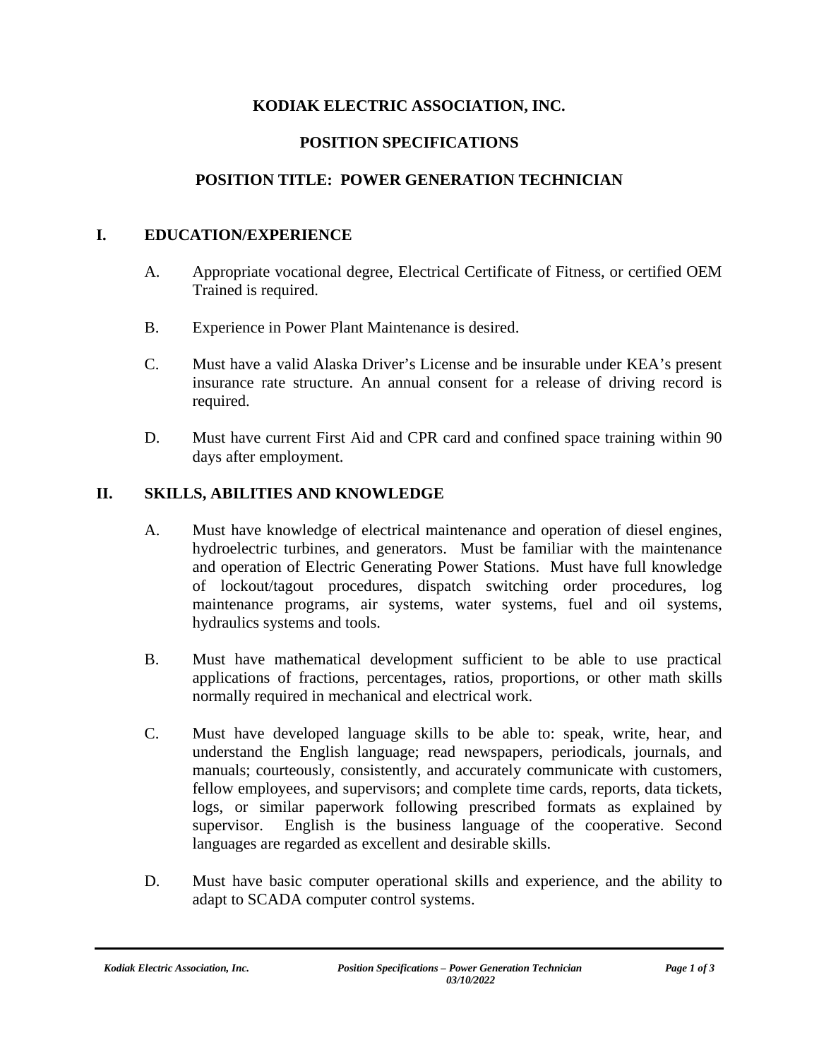# KODIAK ELECTRIC ASSOCIATION, INC.

## POSITION SPECIFICATIONS

## POSITION TITLE: POWER GENERATION TECHNICIAN

### I. EDUCATION/EXPERIENCE

A. Appropriate vocational degree, Electrical Certificate of Fitness, or certified OEM Trained is required.

B. Experience in Power Plant Maintenance is desired.

C. Must have a valid Alaska Driver's License and be insurable under KEA's present insurance rate structure. An annual consent for a release of driving record is required.

D. Must have current First Aid and CPR card and confined space training within 90 days after employment.

### II. SKILLS, ABILITIES AND KNOWLEDGE

A. Must have knowledge of electrical maintenance and operation of diesel engines, hydroelectric turbines, and generators. Must be familiar with the maintenance and operation of Electric Generating Power Stations. Must have full knowledge of lockout/tagout procedures, dispatch switching order procedures, log maintenance programs, air systems, water systems, fuel and oil systems, hydraulics systems and tools.

B. Must have mathematical development sufficient to be able to use practical applications of fractions, percentages, ratios, proportions, or other math skills normally required in mechanical and electrical work.

C. Must have developed language skills to be able to: speak, write, hear, and understand the English language; read newspapers, periodicals, journals, and manuals; courteously, consistently, and accurately communicate with customers, fellow employees, and supervisors; and complete time cards, reports, data tickets, logs, or similar paperwork following prescribed formats as explained by supervisor. English is the business language of the cooperative. Second languages are regarded as excellent and desirable skills.

D. Must have basic computer operational skills and experience, and the ability to adapt to SCADA computer control systems.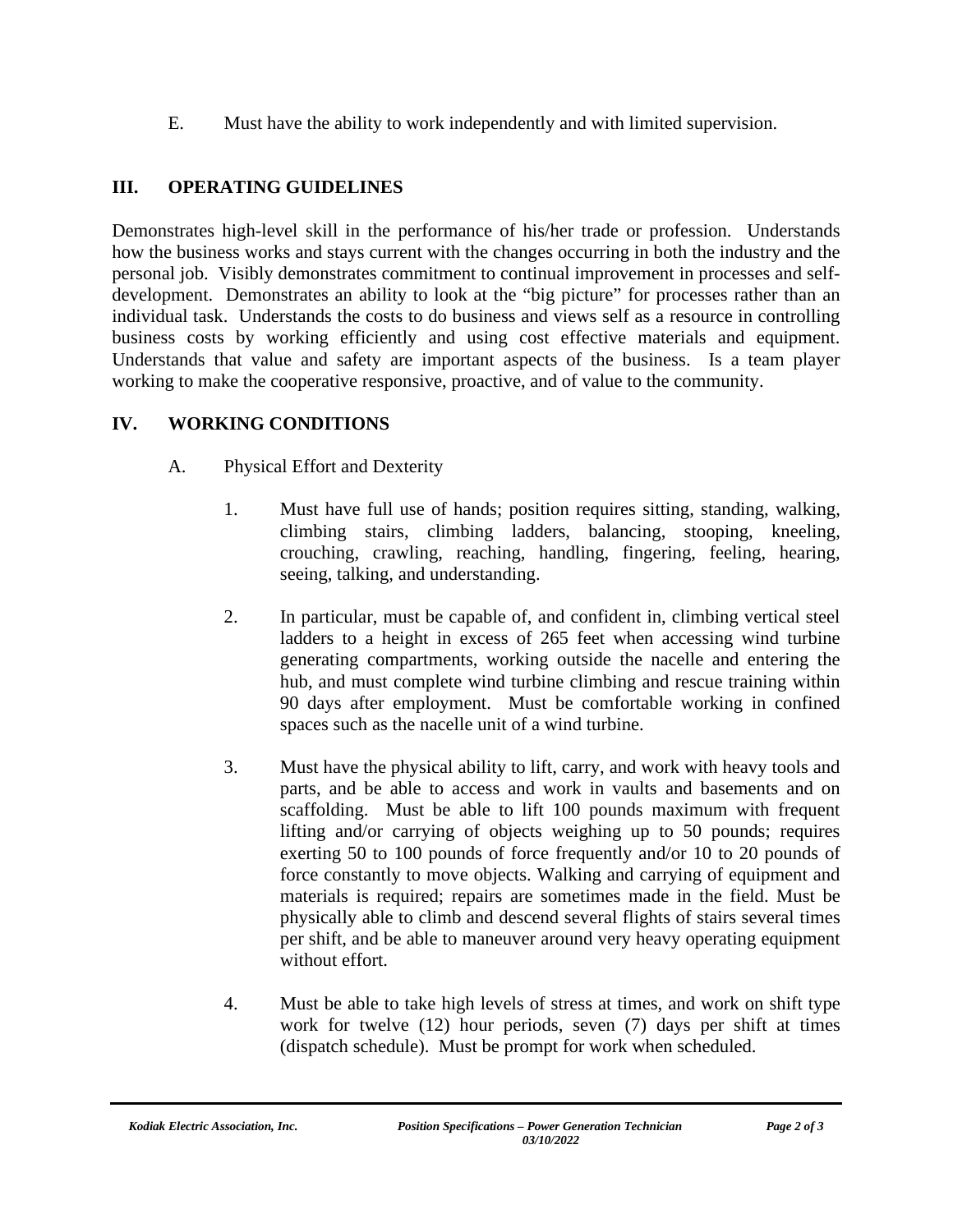E. Must have the ability to work independently and with limited supervision.

## III. OPERATING GUIDELINES

Demonstrates high-level skill in the performance of his/her trade or profession. Understands how the business works and stays current with the changes occurring in both the industry and the personal job. Visibly demonstrates commitment to continual improvement in processes and self-development. Demonstrates an ability to look at the "big picture" for processes rather than an individual task. Understands the costs to do business and views self as a resource in controlling business costs by working efficiently and using cost effective materials and equipment. Understands that value and safety are important aspects of the business. Is a team player working to make the cooperative responsive, proactive, and of value to the community.

## IV. WORKING CONDITIONS

A. Physical Effort and Dexterity

1. Must have full use of hands; position requires sitting, standing, walking, climbing stairs, climbing ladders, balancing, stooping, kneeling, crouching, crawling, reaching, handling, fingering, feeling, hearing, seeing, talking, and understanding.

2. In particular, must be capable of, and confident in, climbing vertical steel ladders to a height in excess of 265 feet when accessing wind turbine generating compartments, working outside the nacelle and entering the hub, and must complete wind turbine climbing and rescue training within 90 days after employment. Must be comfortable working in confined spaces such as the nacelle unit of a wind turbine.

3. Must have the physical ability to lift, carry, and work with heavy tools and parts, and be able to access and work in vaults and basements and on scaffolding. Must be able to lift 100 pounds maximum with frequent lifting and/or carrying of objects weighing up to 50 pounds; requires exerting 50 to 100 pounds of force frequently and/or 10 to 20 pounds of force constantly to move objects. Walking and carrying of equipment and materials is required; repairs are sometimes made in the field. Must be physically able to climb and descend several flights of stairs several times per shift, and be able to maneuver around very heavy operating equipment without effort.

4. Must be able to take high levels of stress at times, and work on shift type work for twelve (12) hour periods, seven (7) days per shift at times (dispatch schedule). Must be prompt for work when scheduled.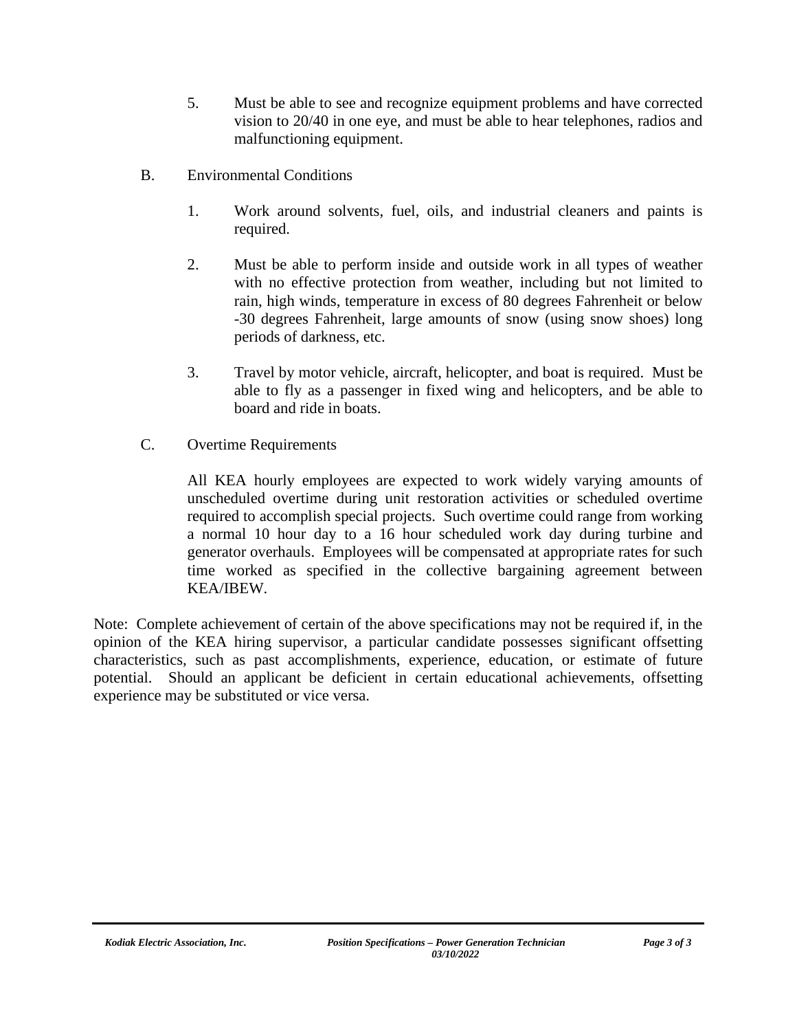5. Must be able to see and recognize equipment problems and have corrected vision to 20/40 in one eye, and must be able to hear telephones, radios and malfunctioning equipment.

B. Environmental Conditions

1. Work around solvents, fuel, oils, and industrial cleaners and paints is required.

2. Must be able to perform inside and outside work in all types of weather with no effective protection from weather, including but not limited to rain, high winds, temperature in excess of 80 degrees Fahrenheit or below -30 degrees Fahrenheit, large amounts of snow (using snow shoes) long periods of darkness, etc.

3. Travel by motor vehicle, aircraft, helicopter, and boat is required. Must be able to fly as a passenger in fixed wing and helicopters, and be able to board and ride in boats.

C. Overtime Requirements

All KEA hourly employees are expected to work widely varying amounts of unscheduled overtime during unit restoration activities or scheduled overtime required to accomplish special projects. Such overtime could range from working a normal 10 hour day to a 16 hour scheduled work day during turbine and generator overhauls. Employees will be compensated at appropriate rates for such time worked as specified in the collective bargaining agreement between KEA/IBEW.

Note: Complete achievement of certain of the above specifications may not be required if, in the opinion of the KEA hiring supervisor, a particular candidate possesses significant offsetting characteristics, such as past accomplishments, experience, education, or estimate of future potential. Should an applicant be deficient in certain educational achievements, offsetting experience may be substituted or vice versa.